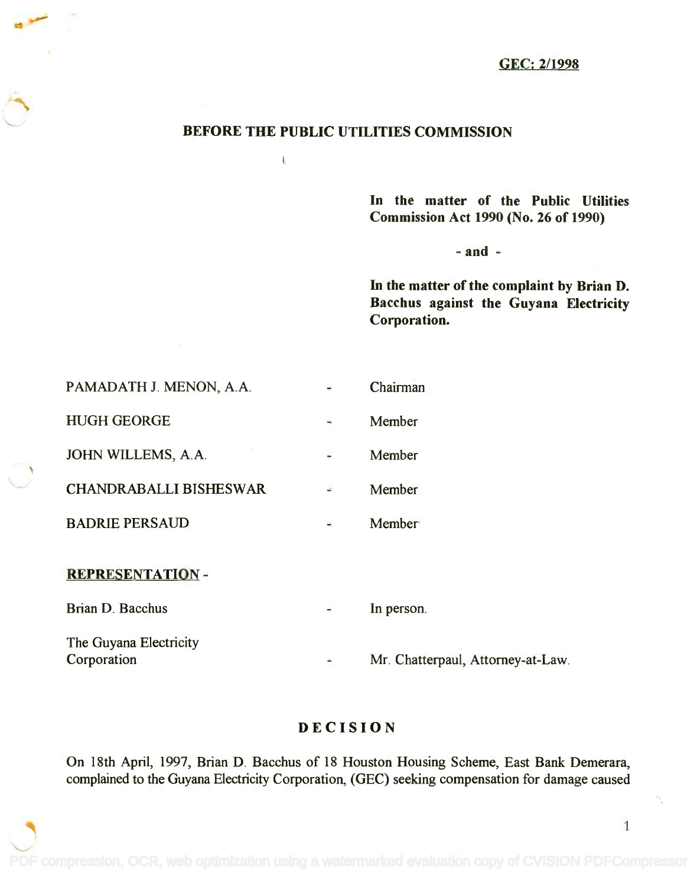GEC: 2/1998

# BEFORE THE PUBLIC UTILITIES COMMISSION

**In the matter of the Public Utilities Commission Act 1990 (No. 26 of 1990)**

**- and -**

**In the matter of the complaint by Brian D. Bacchus against the Guyana Electricity Corporation.**

| | | |
|---|---|---|
| PAMADATH J. MENON, A.A. | - | Chairman |
| HUGH GEORGE | - | Member |
| JOHN WILLEMS, A.A. | - | Member |
| CHANDRABALLI BISHESWAR | - | Member |
| BADRIE PERSAUD | - | Member |

**REPRESENTATION** -

| | | |
|---|---|---|
| Brian D. Bacchus | - | In person. |
| The Guyana Electricity Corporation | - | Mr. Chatterpaul, Attorney-at-Law. |

## DECISION

On 18th April, 1997, Brian D. Bacchus of 18 Houston Housing Scheme, East Bank Demerara, complained to the Guyana Electricity Corporation, (GEC) seeking compensation for damage caused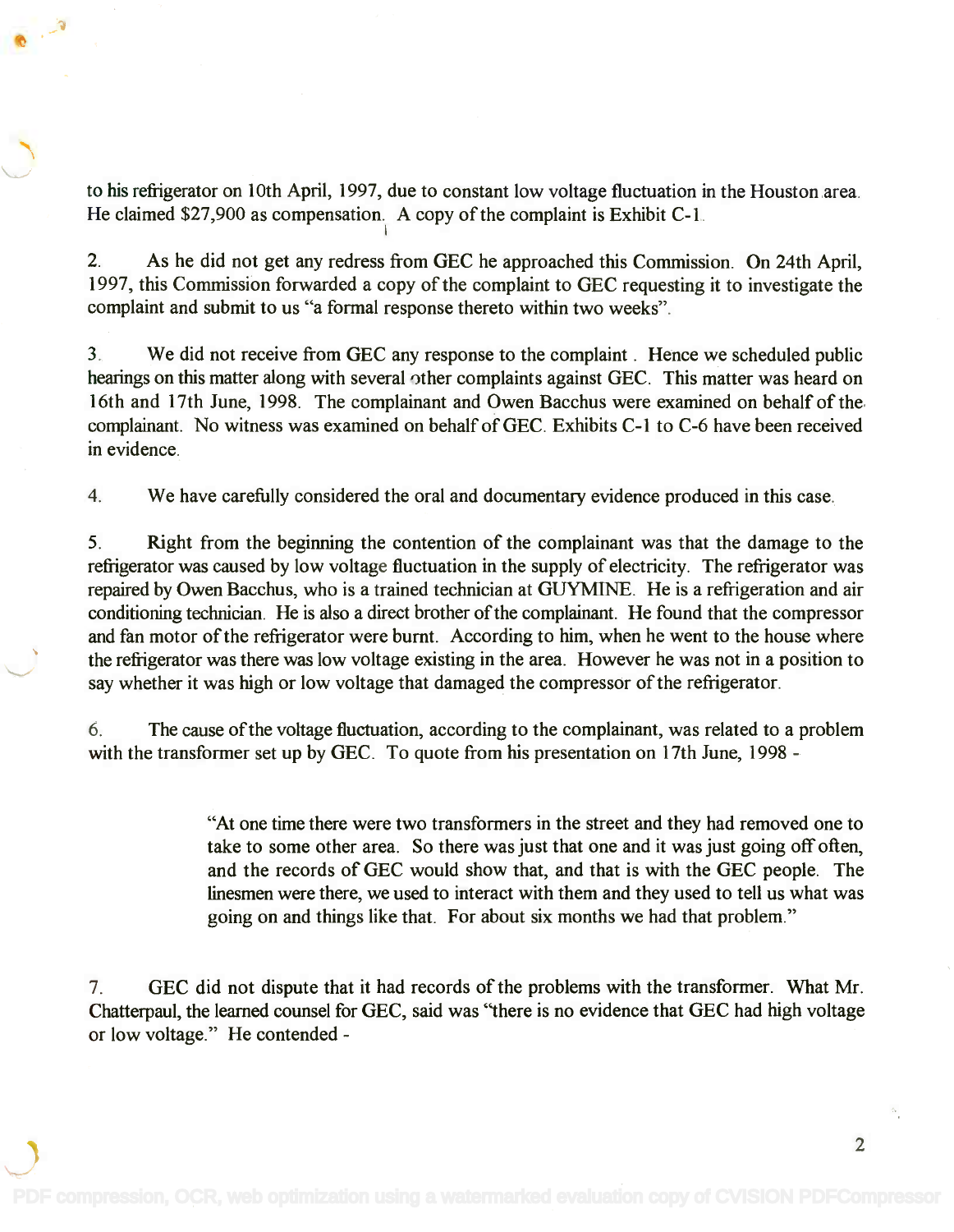to his refrigerator on 10th April, 1997, due to constant low voltage fluctuation in the Houston area. He claimed $27,900 as compensation. A copy of the complaint is Exhibit C-1.

2. As he did not get any redress from GEC he approached this Commission. On 24th April, 1997, this Commission forwarded a copy of the complaint to GEC requesting it to investigate the complaint and submit to us "a formal response thereto within two weeks".

3. We did not receive from GEC any response to the complaint . Hence we scheduled public hearings on this matter along with several other complaints against GEC. This matter was heard on 16th and 17th June, 1998. The complainant and Owen Bacchus were examined on behalf of the complainant. No witness was examined on behalf of GEC. Exhibits C-1 to C-6 have been received in evidence.

4. We have carefully considered the oral and documentary evidence produced in this case.

5. Right from the beginning the contention of the complainant was that the damage to the refrigerator was caused by low voltage fluctuation in the supply of electricity. The refrigerator was repaired by Owen Bacchus, who is a trained technician at GUYMINE. He is a refrigeration and air conditioning technician. He is also a direct brother of the complainant. He found that the compressor and fan motor of the refrigerator were burnt. According to him, when he went to the house where the refrigerator was there was low voltage existing in the area. However he was not in a position to say whether it was high or low voltage that damaged the compressor of the refrigerator.

6. The cause of the voltage fluctuation, according to the complainant, was related to a problem with the transformer set up by GEC. To quote from his presentation on 17th June, 1998 -

> "At one time there were two transformers in the street and they had removed one to take to some other area. So there was just that one and it was just going off often, and the records of GEC would show that, and that is with the GEC people. The linesmen were there, we used to interact with them and they used to tell us what was going on and things like that. For about six months we had that problem."

7. GEC did not dispute that it had records of the problems with the transformer. What Mr. Chatterpaul, the learned counsel for GEC, said was "there is no evidence that GEC had high voltage or low voltage." He contended -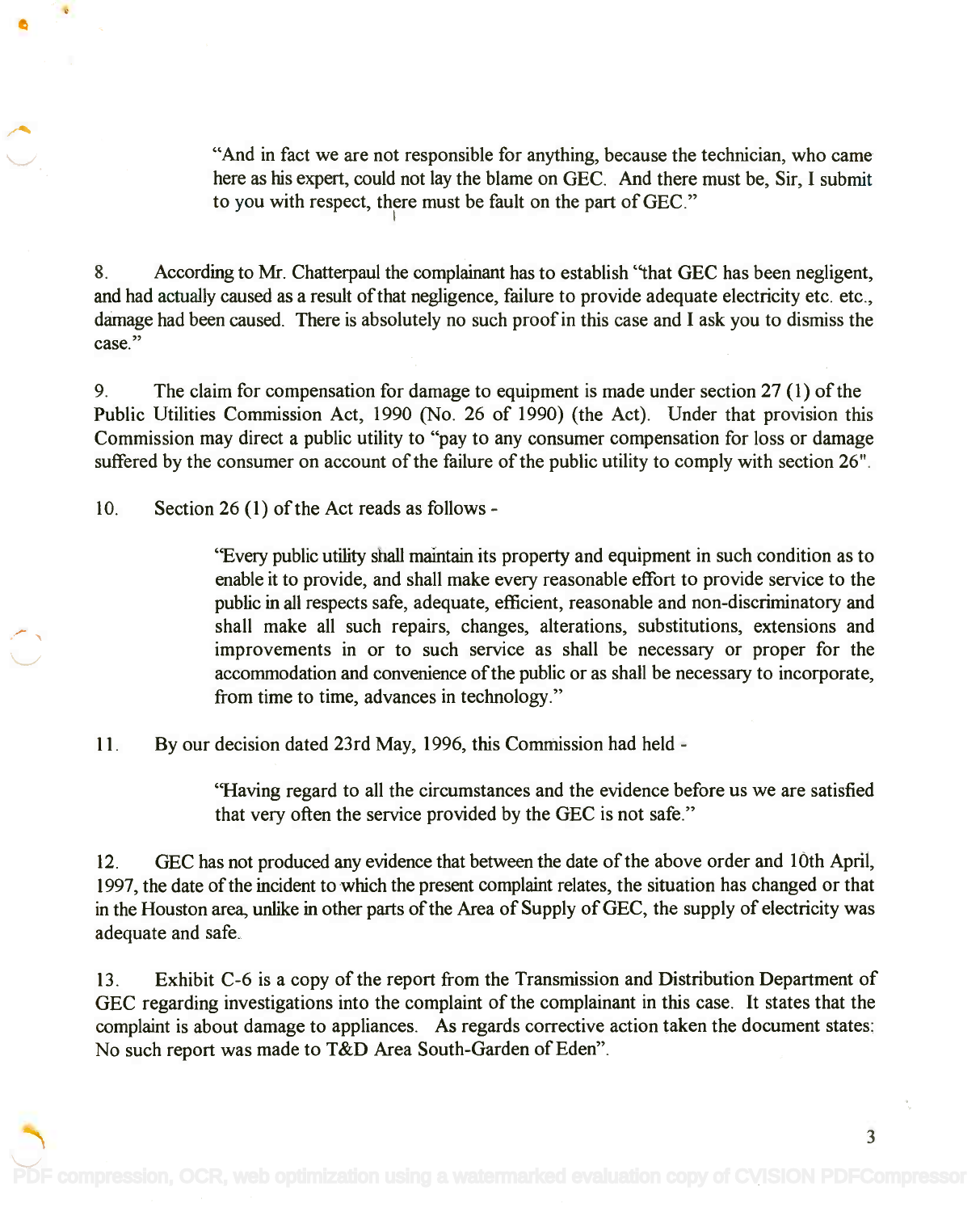> "And in fact we are not responsible for anything, because the technician, who came here as his expert, could not lay the blame on GEC. And there must be, Sir, I submit to you with respect, there must be fault on the part of GEC."

8. According to Mr. Chatterpaul the complainant has to establish "that GEC has been negligent, and had actually caused as a result of that negligence, failure to provide adequate electricity etc. etc., damage had been caused. There is absolutely no such proof in this case and I ask you to dismiss the case."

9. The claim for compensation for damage to equipment is made under section 27 (1) of the Public Utilities Commission Act, 1990 (No. 26 of 1990) (the Act). Under that provision this Commission may direct a public utility to "pay to any consumer compensation for loss or damage suffered by the consumer on account of the failure of the public utility to comply with section 26".

10. Section 26 (1) of the Act reads as follows -

> "Every public utility shall maintain its property and equipment in such condition as to enable it to provide, and shall make every reasonable effort to provide service to the public in all respects safe, adequate, efficient, reasonable and non-discriminatory and shall make all such repairs, changes, alterations, substitutions, extensions and improvements in or to such service as shall be necessary or proper for the accommodation and convenience of the public or as shall be necessary to incorporate, from time to time, advances in technology."

11. By our decision dated 23rd May, 1996, this Commission had held -

> "Having regard to all the circumstances and the evidence before us we are satisfied that very often the service provided by the GEC is not safe."

12. GEC has not produced any evidence that between the date of the above order and 10th April, 1997, the date of the incident to which the present complaint relates, the situation has changed or that in the Houston area, unlike in other parts of the Area of Supply of GEC, the supply of electricity was adequate and safe.

13. Exhibit C-6 is a copy of the report from the Transmission and Distribution Department of GEC regarding investigations into the complaint of the complainant in this case. It states that the complaint is about damage to appliances. As regards corrective action taken the document states: No such report was made to T&D Area South-Garden of Eden".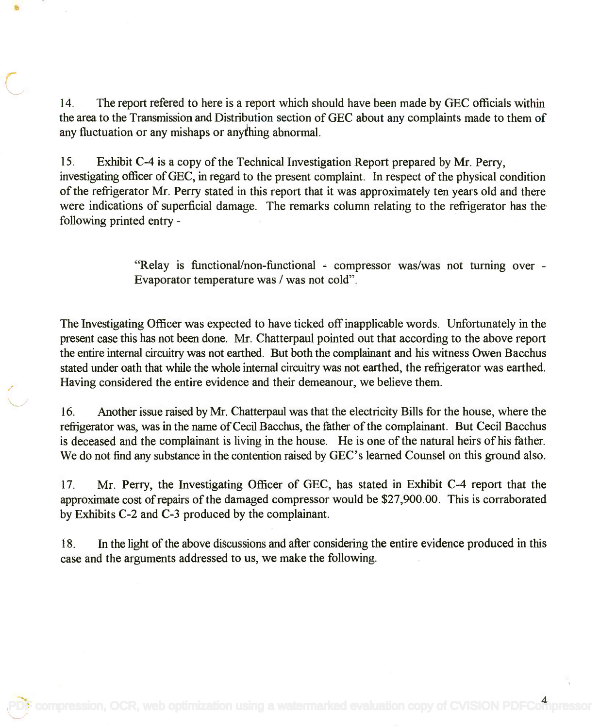14. The report refered to here is a report which should have been made by GEC officials within the area to the Transmission and Distribution section of GEC about any complaints made to them of any fluctuation or any mishaps or anything abnormal.

15. Exhibit C-4 is a copy of the Technical Investigation Report prepared by Mr. Perry, investigating officer of GEC, in regard to the present complaint. In respect of the physical condition of the refrigerator Mr. Perry stated in this report that it was approximately ten years old and there were indications of superficial damage. The remarks column relating to the refrigerator has the following printed entry -

> "Relay is functional/non-functional - compressor was/was not turning over - Evaporator temperature was / was not cold".

The Investigating Officer was expected to have ticked off inapplicable words. Unfortunately in the present case this has not been done. Mr. Chatterpaul pointed out that according to the above report the entire internal circuitry was not earthed. But both the complainant and his witness Owen Bacchus stated under oath that while the whole internal circuitry was not earthed, the refrigerator was earthed. Having considered the entire evidence and their demeanour, we believe them.

16. Another issue raised by Mr. Chatterpaul was that the electricity Bills for the house, where the refrigerator was, was in the name of Cecil Bacchus, the father of the complainant. But Cecil Bacchus is deceased and the complainant is living in the house. He is one of the natural heirs of his father. We do not find any substance in the contention raised by GEC's learned Counsel on this ground also.

17. Mr. Perry, the Investigating Officer of GEC, has stated in Exhibit C-4 report that the approximate cost of repairs of the damaged compressor would be $27,900.00. This is corraborated by Exhibits C-2 and C-3 produced by the complainant.

18. In the light of the above discussions and after considering the entire evidence produced in this case and the arguments addressed to us, we make the following.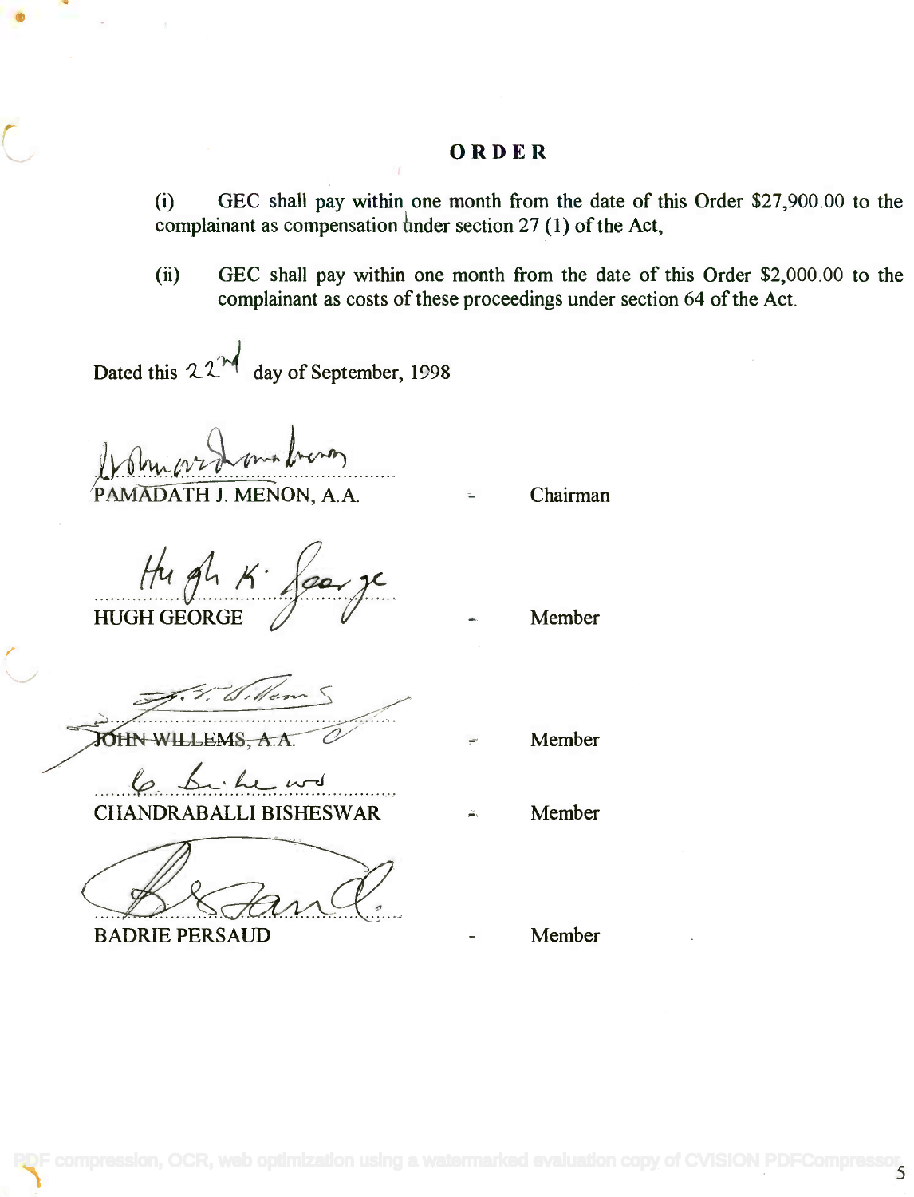# ORDER

(i) GEC shall pay within one month from the date of this Order $27,900.00 to the complainant as compensation under section 27 (1) of the Act,

(ii) GEC shall pay within one month from the date of this Order $2,000.00 to the complainant as costs of these proceedings under section 64 of the Act.

Dated this 22nd day of September, 1998

PAMADATH J. MENON, A.A. - Chairman

HUGH GEORGE - Member

JOHN WILLEMS, A.A. - Member

CHANDRABALLI BISHESWAR - Member

BADRIE PERSAUD - Member

PDF compression, OCR, web optimization using a watermarked evaluation copy of CVISION PDFCompressor